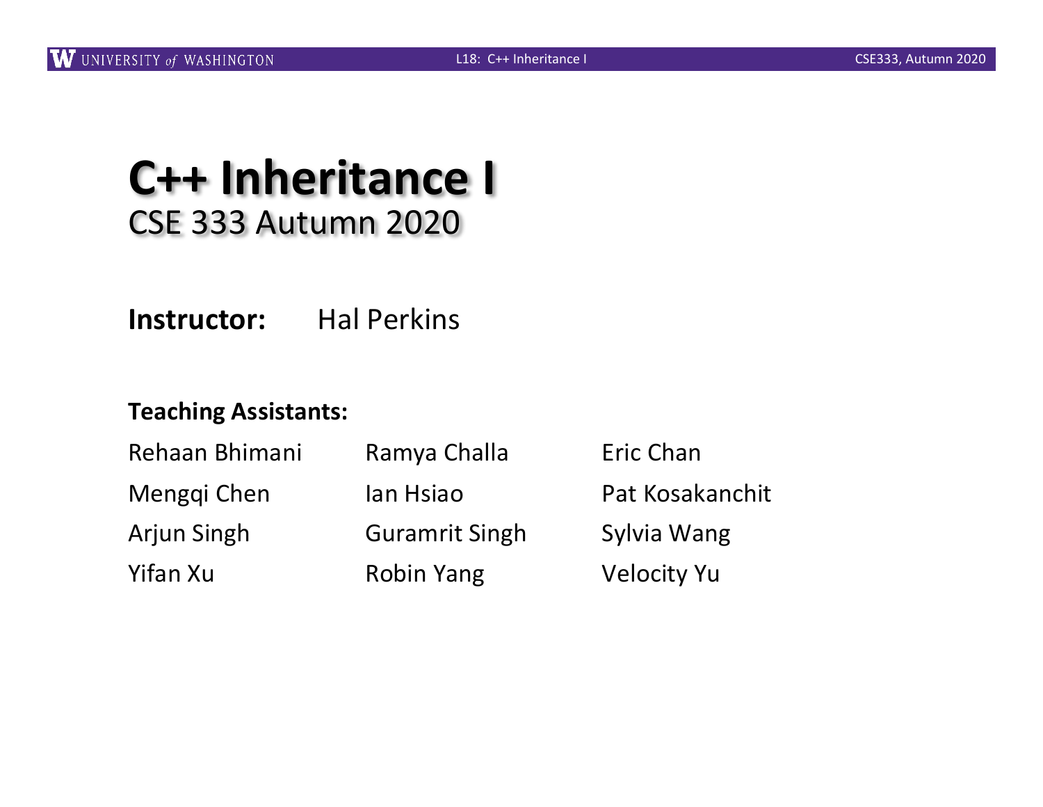# C++ Inheritance I

## CSE 333 Autumn 2020

**Instructor:** Hal Perkins

**Teaching Assistants:**

Rehaan Bhimani, Ramya Challa, Eric Chan, Mengqi Chen, Ian Hsiao, Pat Kosakanchit, Arjun Singh, Guramrit Singh, Sylvia Wang, Yifan Xu, Robin Yang, Velocity Yu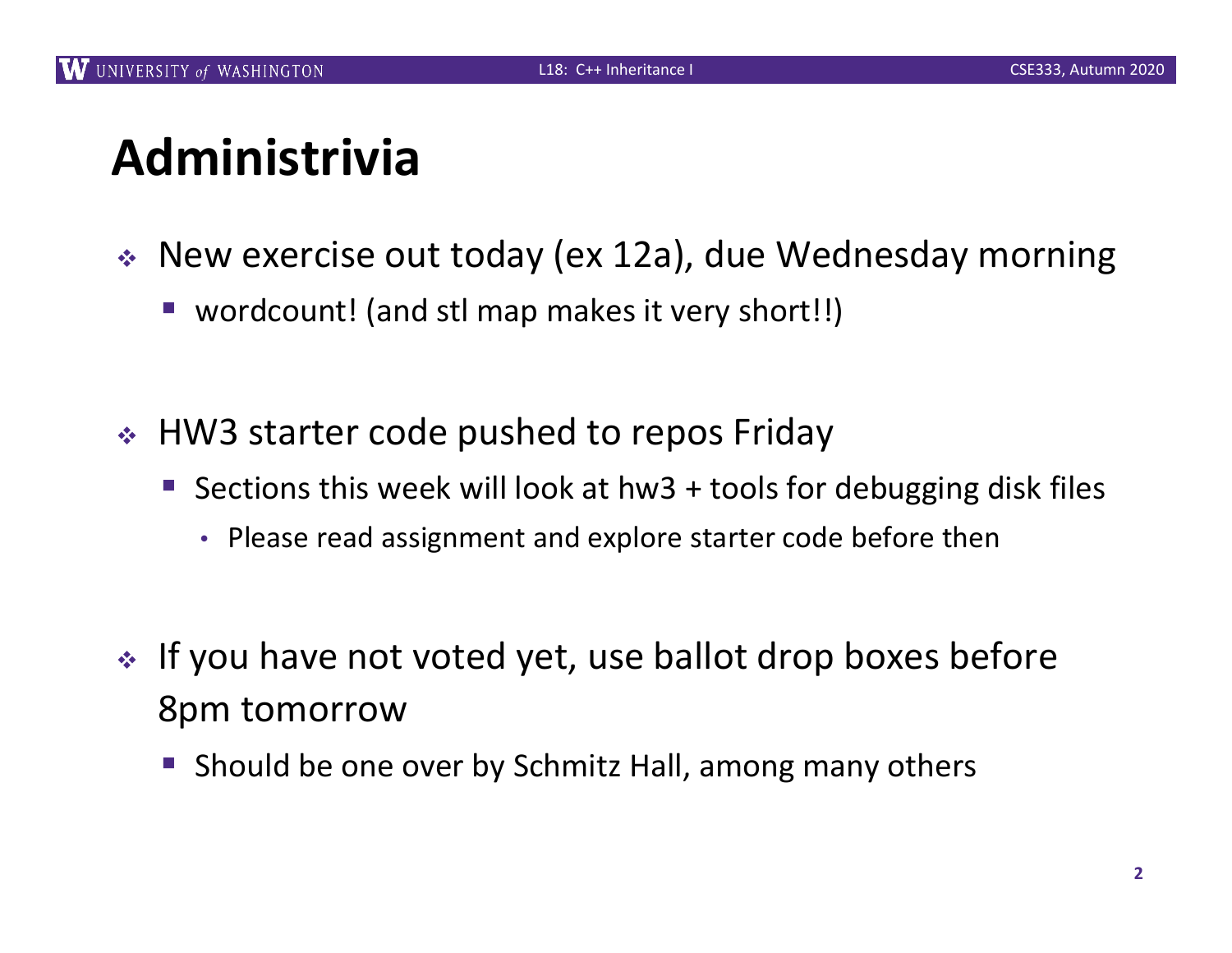# Administrivia

- New exercise out today (ex 12a), due Wednesday morning
  - wordcount! (and stl map makes it very short!!)

- HW3 starter code pushed to repos Friday
  - Sections this week will look at hw3 + tools for debugging disk files
    - Please read assignment and explore starter code before then

- If you have not voted yet, use ballot drop boxes before 8pm tomorrow
  - Should be one over by Schmitz Hall, among many others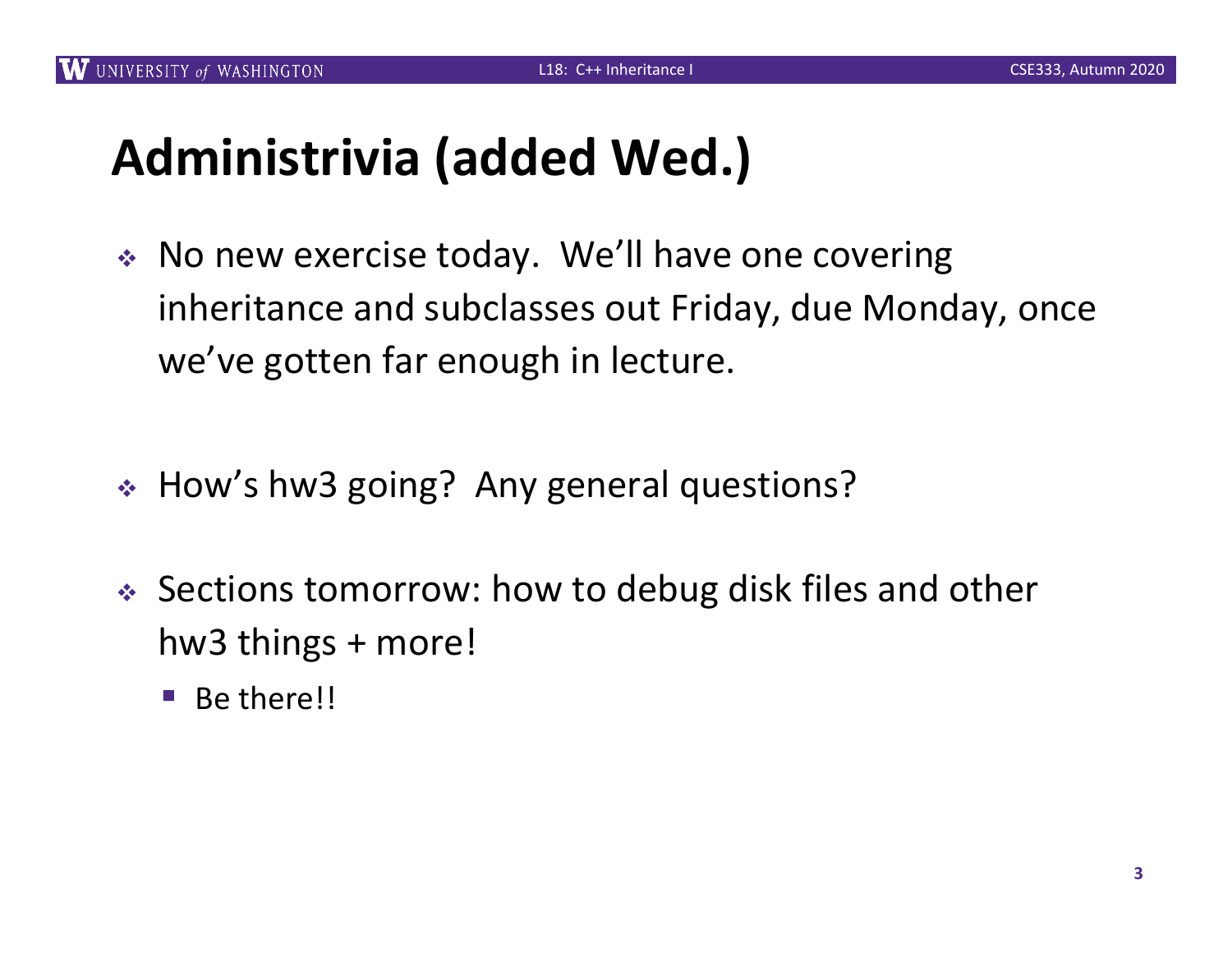# Administrivia (added Wed.)

- No new exercise today. We'll have one covering inheritance and subclasses out Friday, due Monday, once we've gotten far enough in lecture.

- How's hw3 going? Any general questions?

- Sections tomorrow: how to debug disk files and other hw3 things + more!
  - Be there!!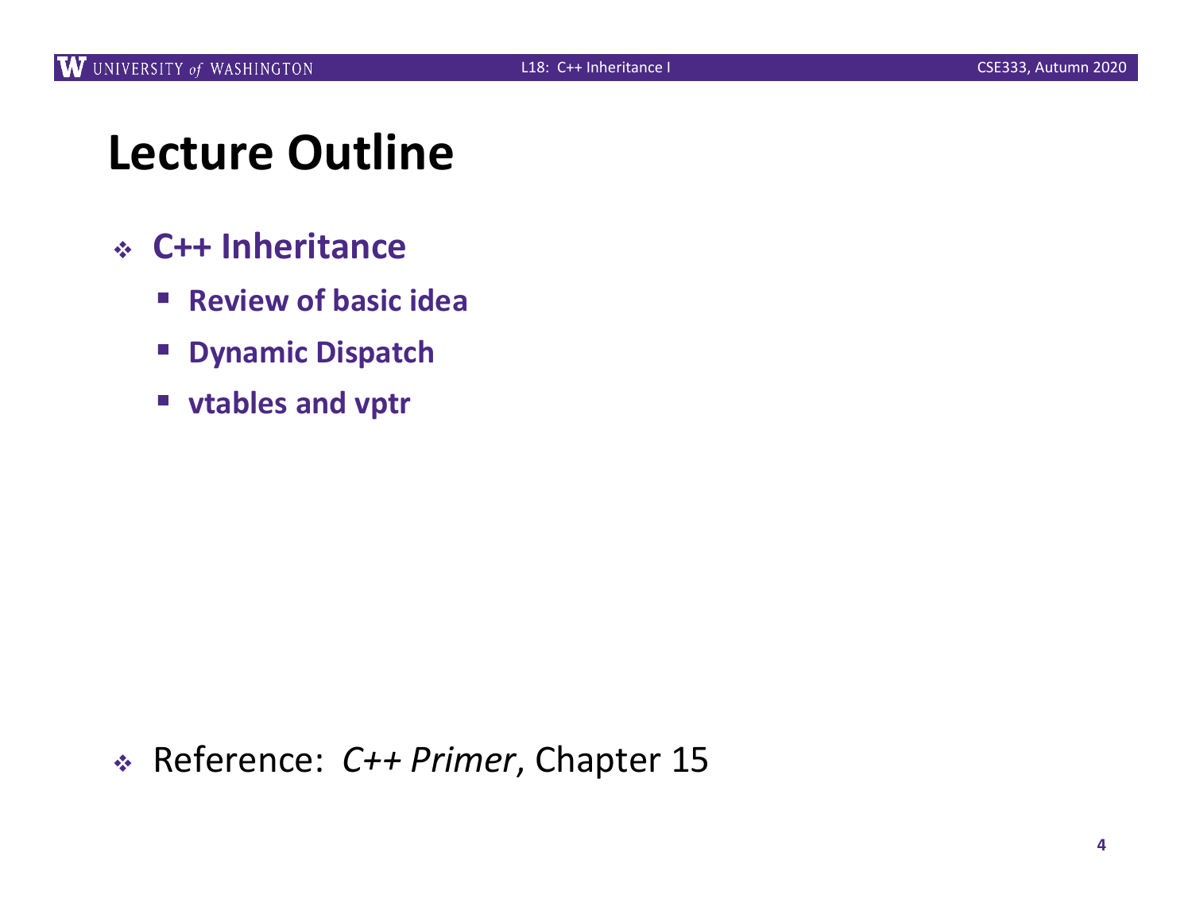# Lecture Outline

- **C++ Inheritance**
  - **Review of basic idea**
  - **Dynamic Dispatch**
  - **vtables and vptr**

- Reference: *C++ Primer*, Chapter 15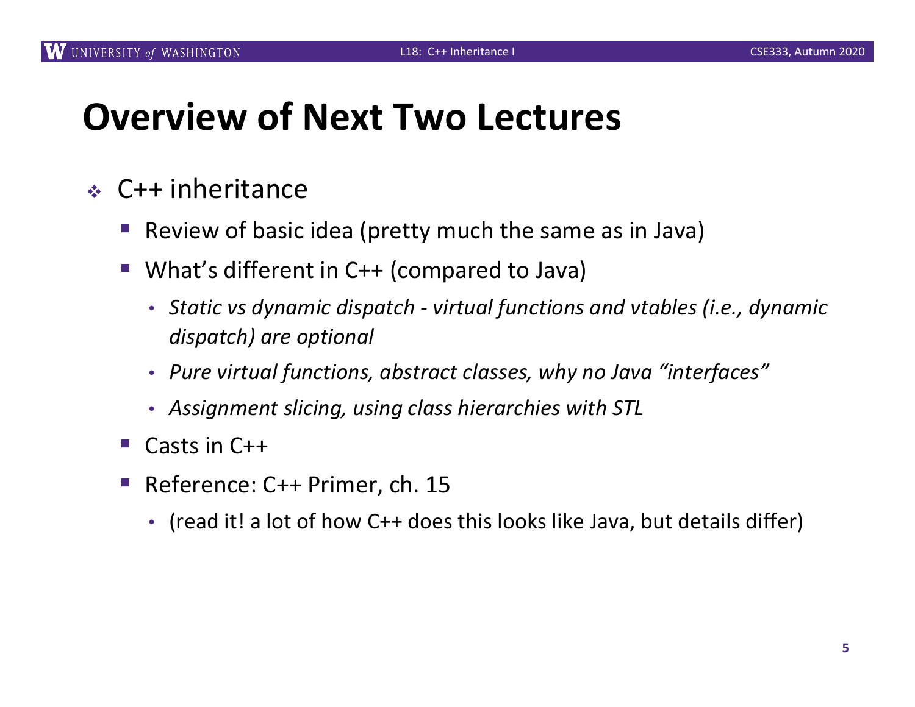# Overview of Next Two Lectures

- C++ inheritance
  - Review of basic idea (pretty much the same as in Java)
  - What's different in C++ (compared to Java)
    - *Static vs dynamic dispatch - virtual functions and vtables (i.e., dynamic dispatch) are optional*
    - *Pure virtual functions, abstract classes, why no Java "interfaces"*
    - *Assignment slicing, using class hierarchies with STL*
  - Casts in C++
  - Reference: C++ Primer, ch. 15
    - (read it! a lot of how C++ does this looks like Java, but details differ)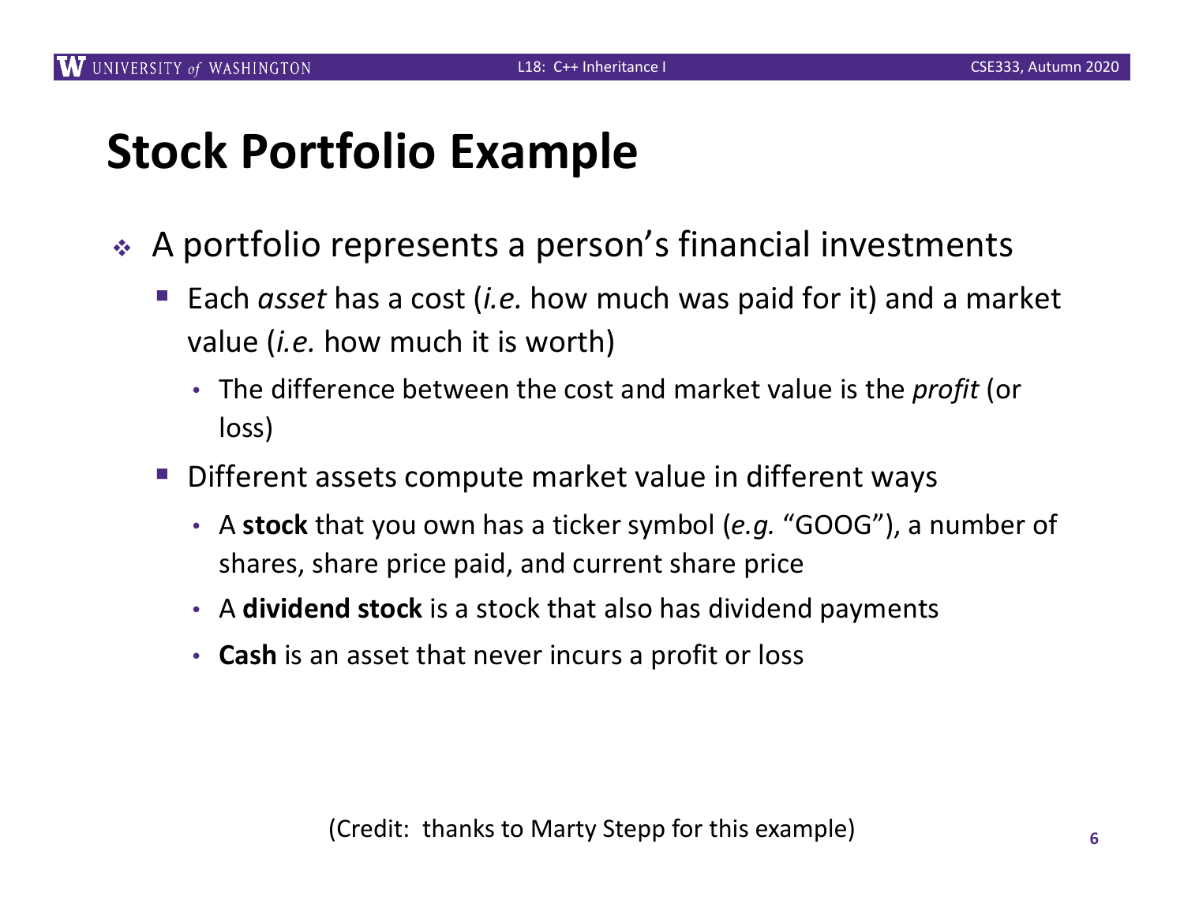# Stock Portfolio Example

- A portfolio represents a person's financial investments
  - Each *asset* has a cost (*i.e.* how much was paid for it) and a market value (*i.e.* how much it is worth)
    - The difference between the cost and market value is the *profit* (or loss)
  - Different assets compute market value in different ways
    - A **stock** that you own has a ticker symbol (*e.g.* "GOOG"), a number of shares, share price paid, and current share price
    - A **dividend stock** is a stock that also has dividend payments
    - **Cash** is an asset that never incurs a profit or loss

(Credit: thanks to Marty Stepp for this example)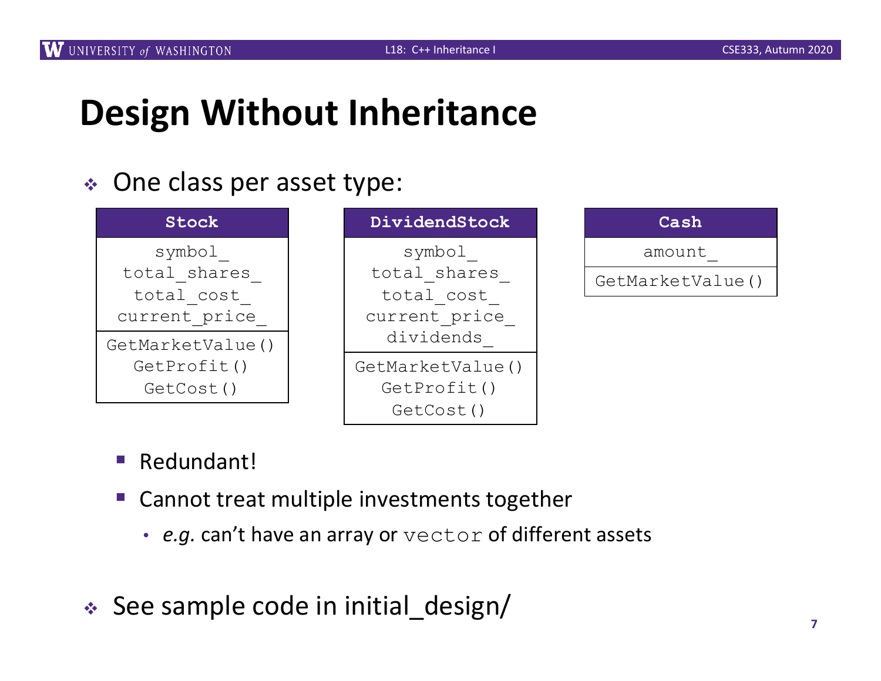# Design Without Inheritance

- One class per asset type:

| Stock |
|---|
| symbol_<br>total_shares_<br>total_cost_<br>current_price_ |
| GetMarketValue()<br>GetProfit()<br>GetCost() |

| DividendStock |
|---|
| symbol_<br>total_shares_<br>total_cost_<br>current_price_<br>dividends_ |
| GetMarketValue()<br>GetProfit()<br>GetCost() |

| Cash |
|---|
| amount_ |
| GetMarketValue() |

  - Redundant!
  - Cannot treat multiple investments together
    - *e.g.* can't have an array or `vector` of different assets

- See sample code in initial_design/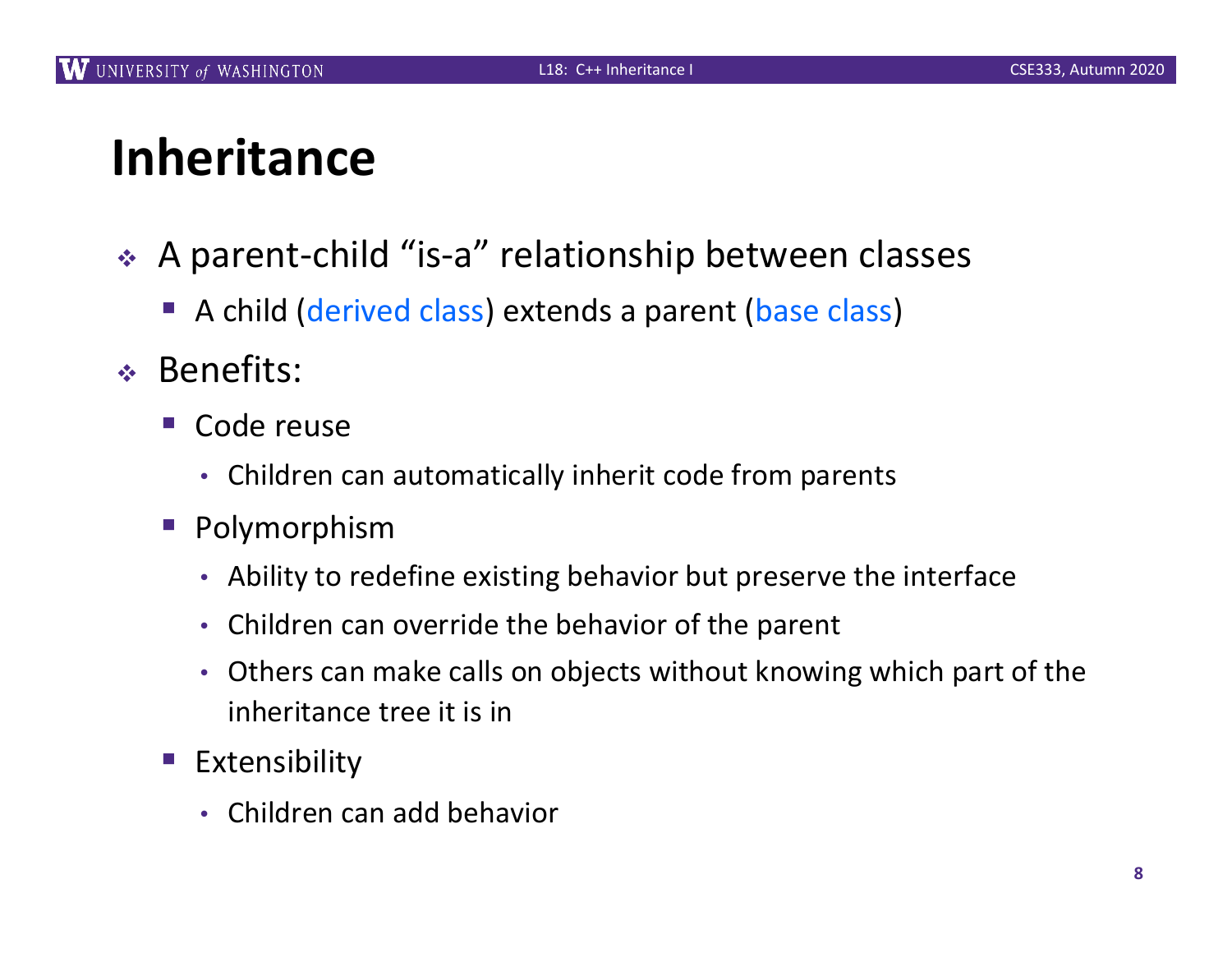# Inheritance

- A parent-child "is-a" relationship between classes
  - A child (derived class) extends a parent (base class)
- Benefits:
  - Code reuse
    - Children can automatically inherit code from parents
  - Polymorphism
    - Ability to redefine existing behavior but preserve the interface
    - Children can override the behavior of the parent
    - Others can make calls on objects without knowing which part of the inheritance tree it is in
  - Extensibility
    - Children can add behavior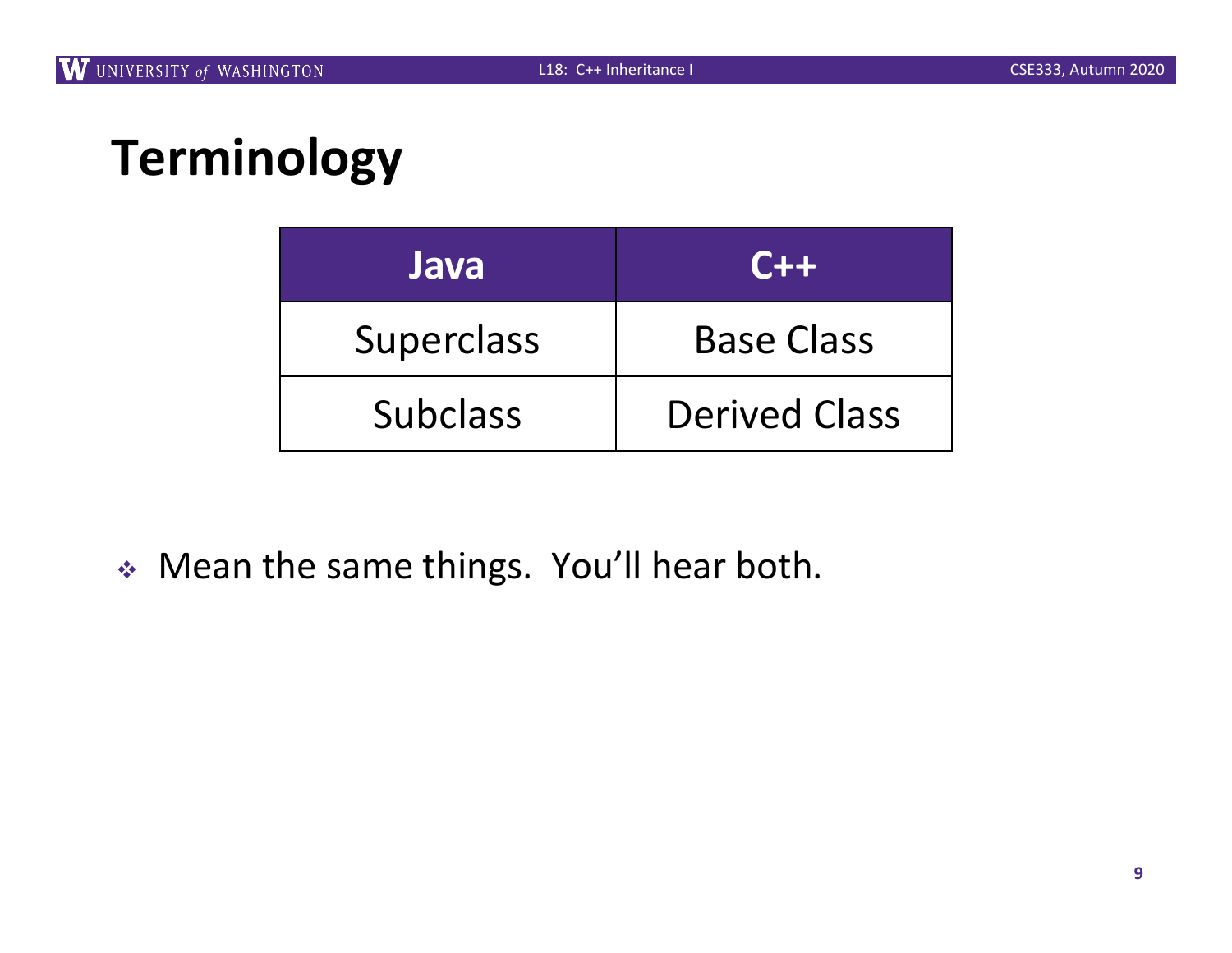# Terminology

| Java | C++ |
|---|---|
| Superclass | Base Class |
| Subclass | Derived Class |

- Mean the same things. You'll hear both.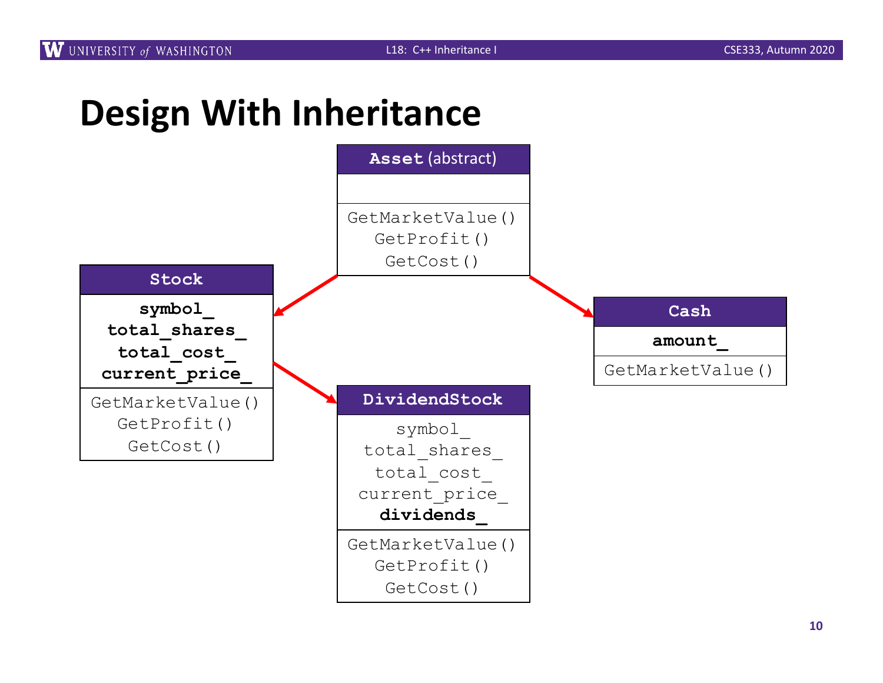# Design With Inheritance

**Asset** (abstract)

```
GetMarketValue()
GetProfit()
GetCost()
```

**Stock**

**symbol_**
**total_shares_**
**total_cost_**
**current_price_**

```
GetMarketValue()
GetProfit()
GetCost()
```

**Cash**

**amount_**

```
GetMarketValue()
```

**DividendStock**

```
symbol_
total_shares_
total_cost_
current_price_
```
**dividends_**

```
GetMarketValue()
GetProfit()
GetCost()
```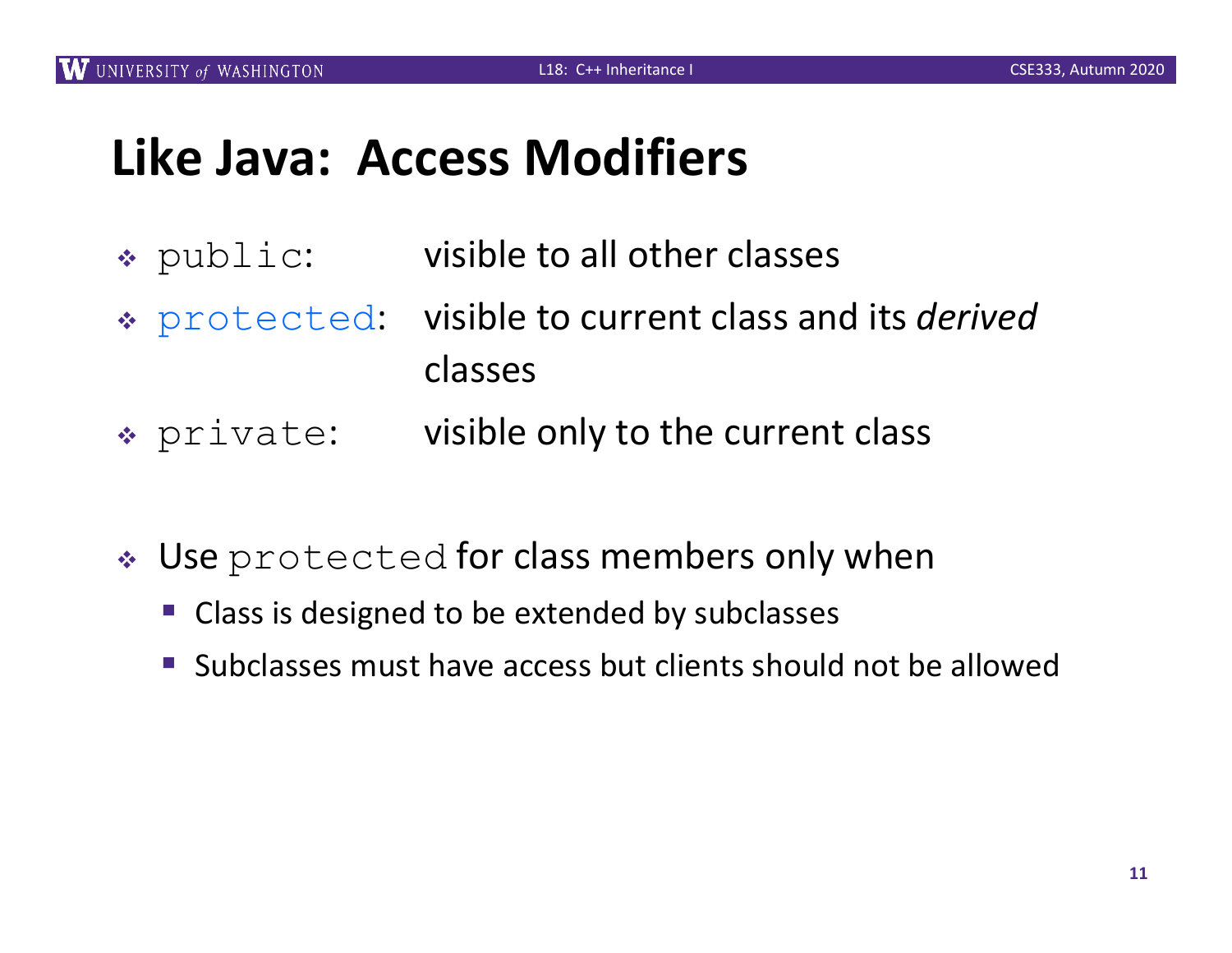# Like Java: Access Modifiers

- `public`: visible to all other classes
- `protected`: visible to current class and its *derived* classes
- `private`: visible only to the current class

- Use `protected` for class members only when
  - Class is designed to be extended by subclasses
  - Subclasses must have access but clients should not be allowed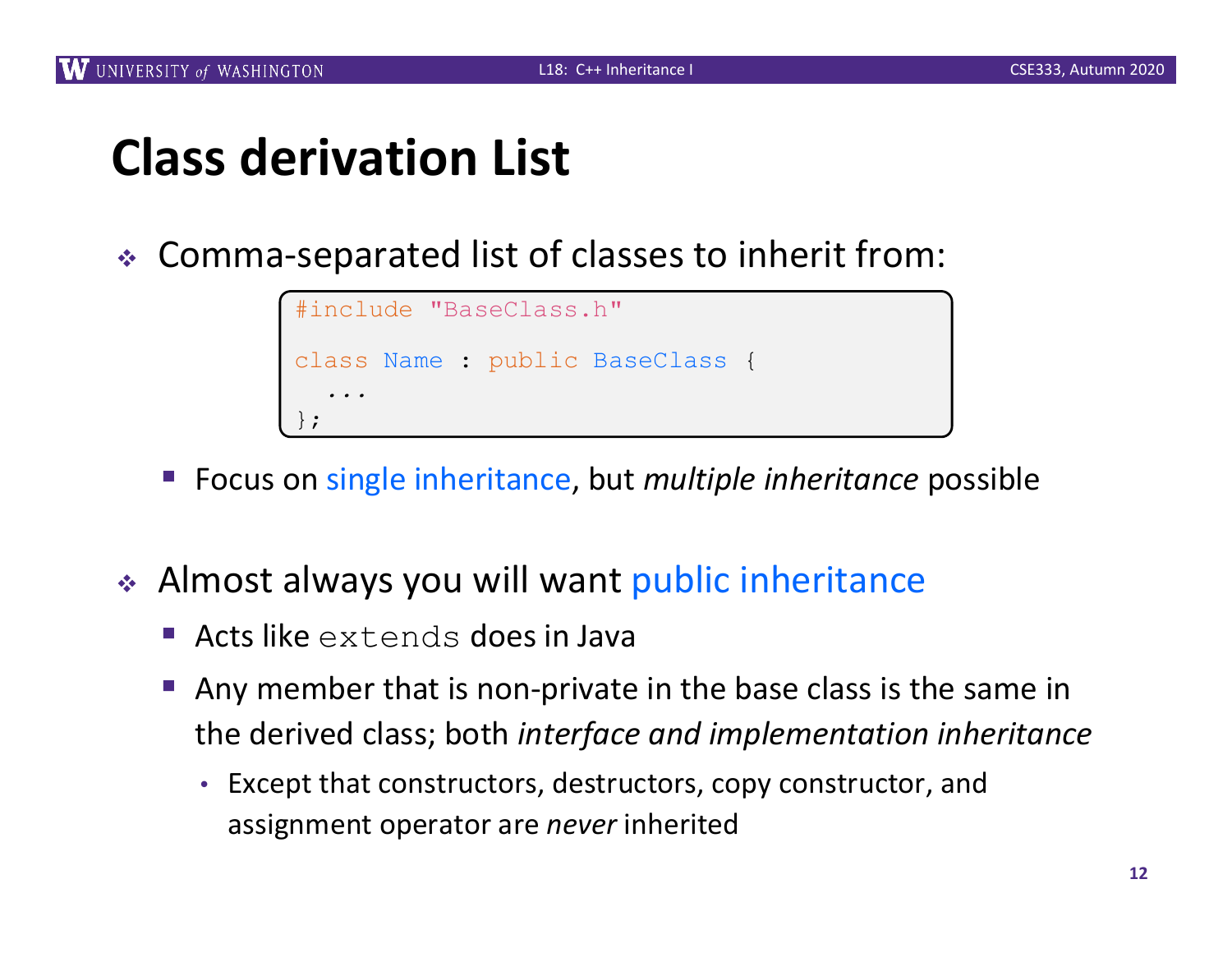# Class derivation List

- Comma-separated list of classes to inherit from:

```
#include "BaseClass.h"

class Name : public BaseClass {
  ...
};
```

  - Focus on single inheritance, but *multiple inheritance* possible

- Almost always you will want public inheritance
  - Acts like `extends` does in Java
  - Any member that is non-private in the base class is the same in the derived class; both *interface and implementation inheritance*
    - Except that constructors, destructors, copy constructor, and assignment operator are *never* inherited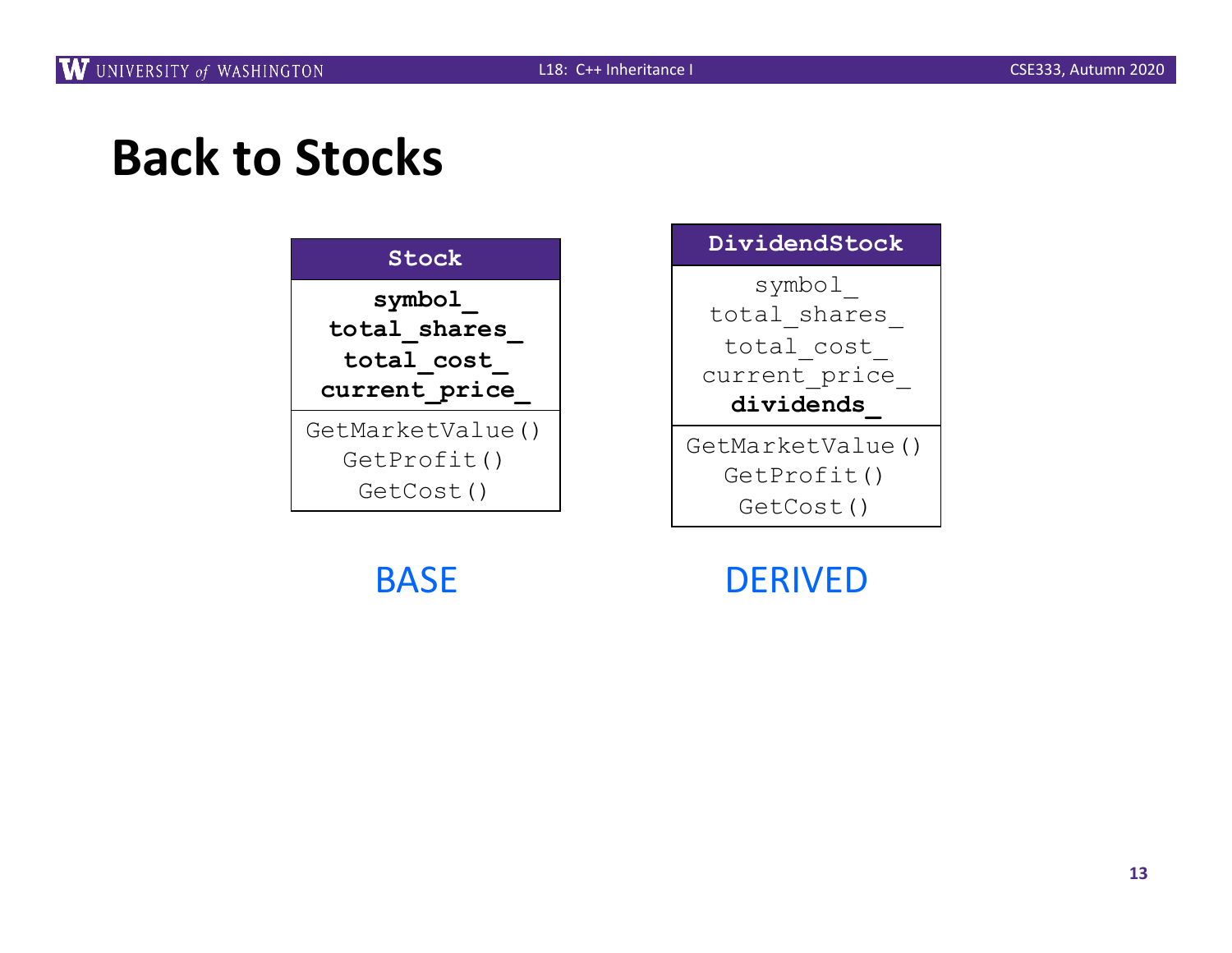# Back to Stocks

| Stock |
| --- |
| **symbol_** |
| **total_shares_** |
| **total_cost_** |
| **current_price_** |
| GetMarketValue() |
| GetProfit() |
| GetCost() |

BASE

| DividendStock |
| --- |
| symbol_ |
| total_shares_ |
| total_cost_ |
| current_price_ |
| **dividends_** |
| GetMarketValue() |
| GetProfit() |
| GetCost() |

DERIVED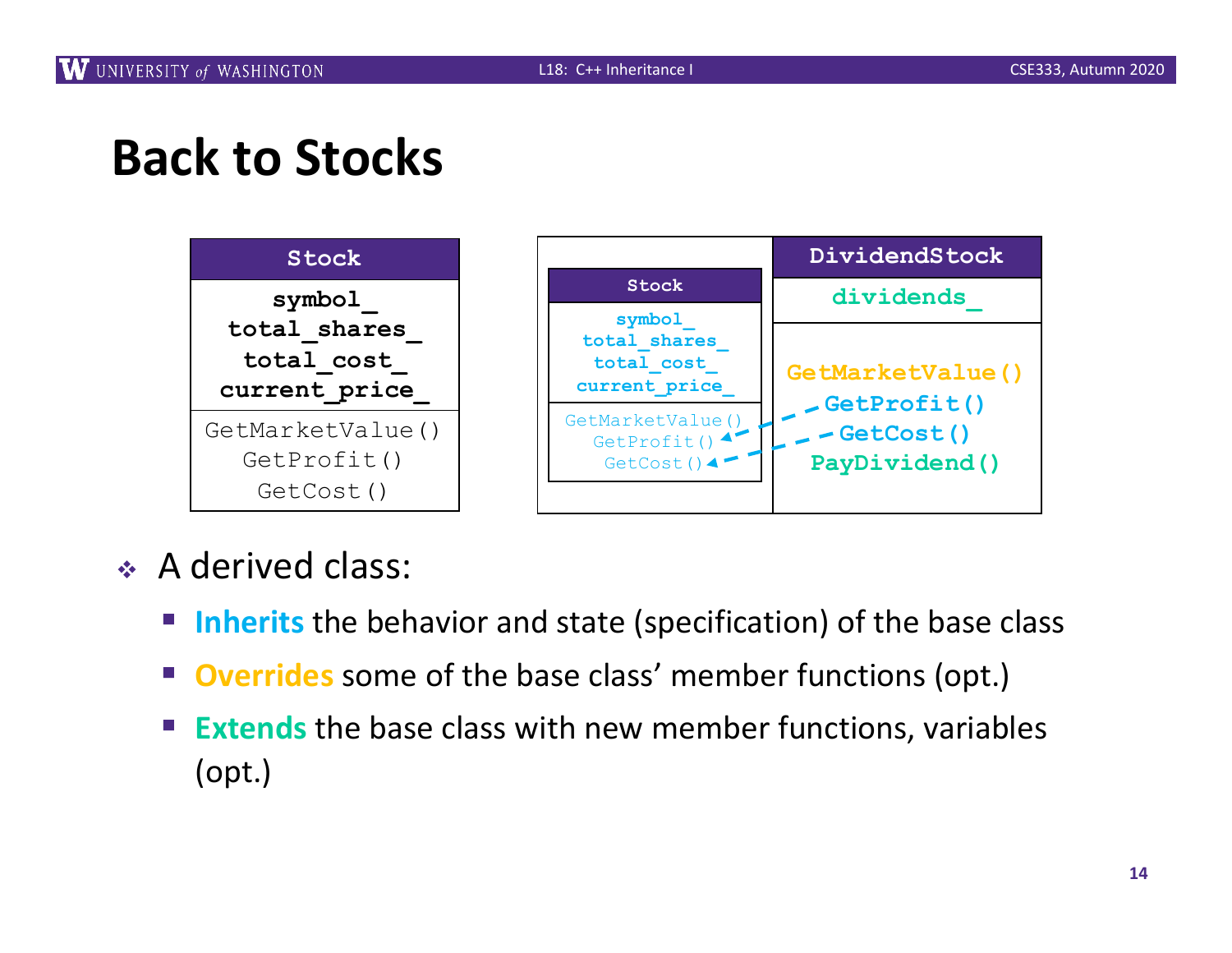# Back to Stocks

| Stock |
| --- |
| symbol_<br>total_shares_<br>total_cost_<br>current_price_ |
| GetMarketValue()<br>GetProfit()<br>GetCost() |

| Stock | DividendStock |
| --- | --- |
| symbol_<br>total_shares_<br>total_cost_<br>current_price_ | dividends_ |
| GetMarketValue()<br>GetProfit()<br>GetCost() | GetMarketValue()<br>GetProfit()<br>GetCost()<br>PayDividend() |

- A derived class:
  - **Inherits** the behavior and state (specification) of the base class
  - **Overrides** some of the base class' member functions (opt.)
  - **Extends** the base class with new member functions, variables (opt.)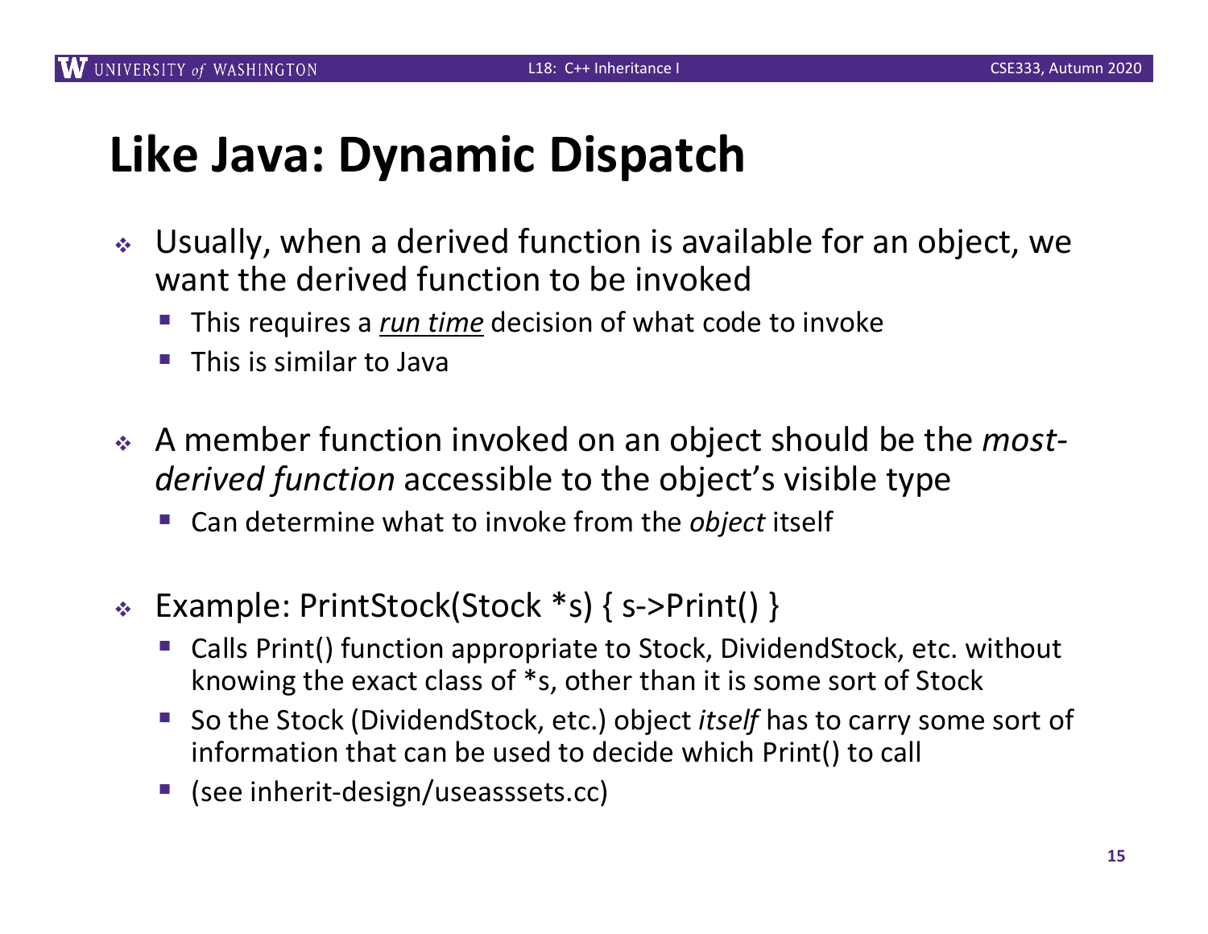# Like Java: Dynamic Dispatch

- Usually, when a derived function is available for an object, we want the derived function to be invoked
  - This requires a <u>*run time*</u> decision of what code to invoke
  - This is similar to Java
- A member function invoked on an object should be the *most-derived function* accessible to the object's visible type
  - Can determine what to invoke from the *object* itself
- Example: PrintStock(Stock *s) { s->Print() }
  - Calls Print() function appropriate to Stock, DividendStock, etc. without knowing the exact class of *s, other than it is some sort of Stock
  - So the Stock (DividendStock, etc.) object *itself* has to carry some sort of information that can be used to decide which Print() to call
  - (see inherit-design/useasssets.cc)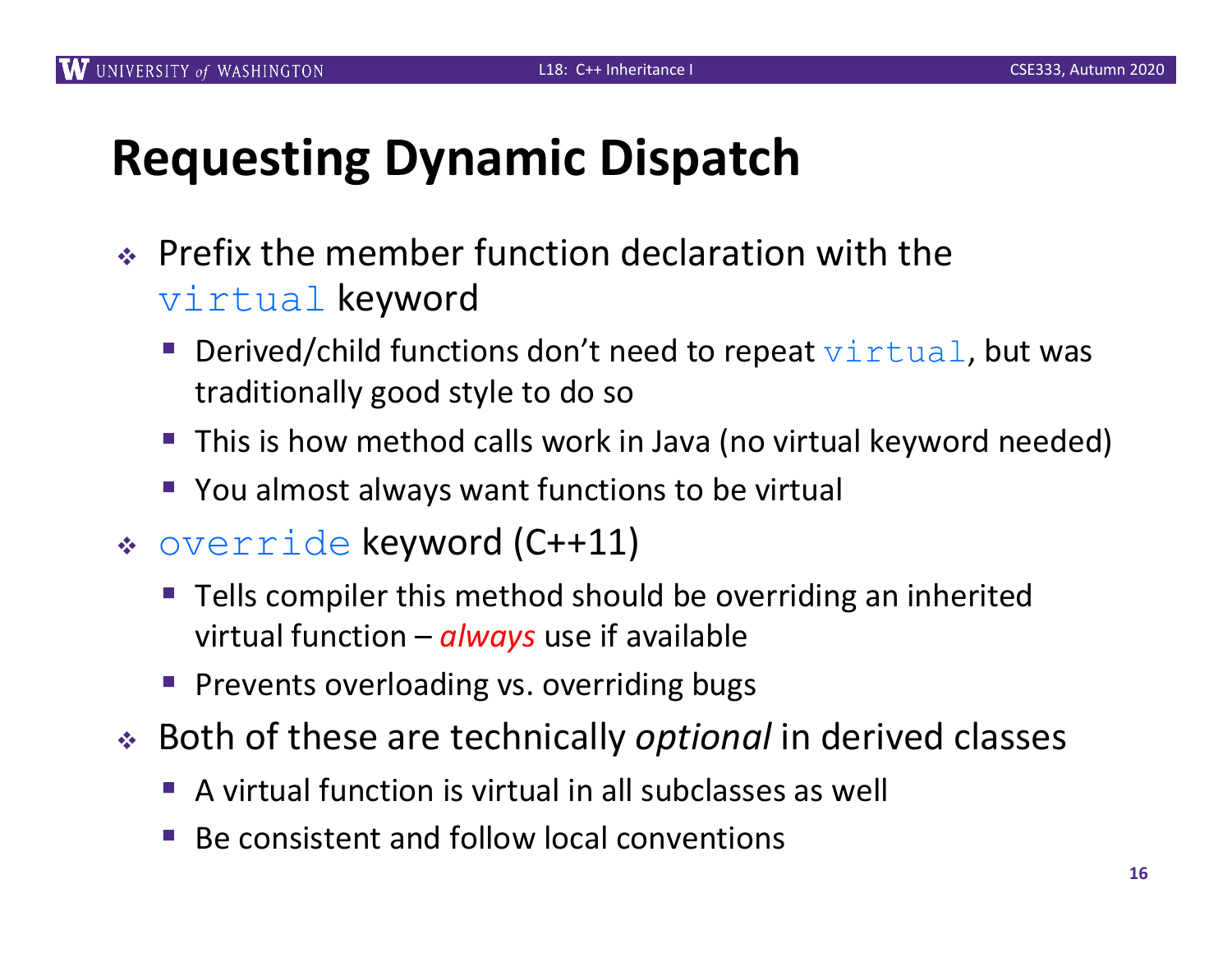# Requesting Dynamic Dispatch

- Prefix the member function declaration with the `virtual` keyword
  - Derived/child functions don't need to repeat `virtual`, but was traditionally good style to do so
  - This is how method calls work in Java (no virtual keyword needed)
  - You almost always want functions to be virtual
- `override` keyword (C++11)
  - Tells compiler this method should be overriding an inherited virtual function – *always* use if available
  - Prevents overloading vs. overriding bugs
- Both of these are technically *optional* in derived classes
  - A virtual function is virtual in all subclasses as well
  - Be consistent and follow local conventions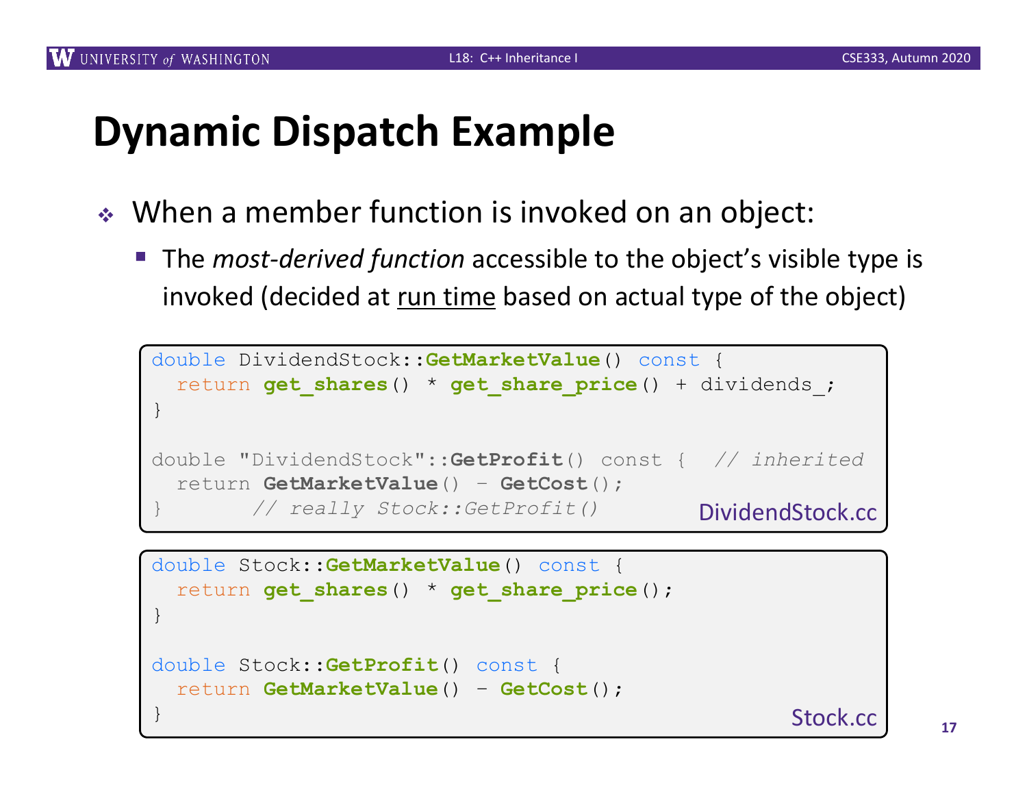# Dynamic Dispatch Example

- When a member function is invoked on an object:
  - The *most-derived function* accessible to the object's visible type is invoked (decided at run time based on actual type of the object)

```
double DividendStock::GetMarketValue() const {
  return get_shares() * get_share_price() + dividends_;
}

double "DividendStock"::GetProfit() const {  // inherited
  return GetMarketValue() - GetCost();
}       // really Stock::GetProfit()
```

DividendStock.cc

```
double Stock::GetMarketValue() const {
  return get_shares() * get_share_price();
}

double Stock::GetProfit() const {
  return GetMarketValue() - GetCost();
}
```

Stock.cc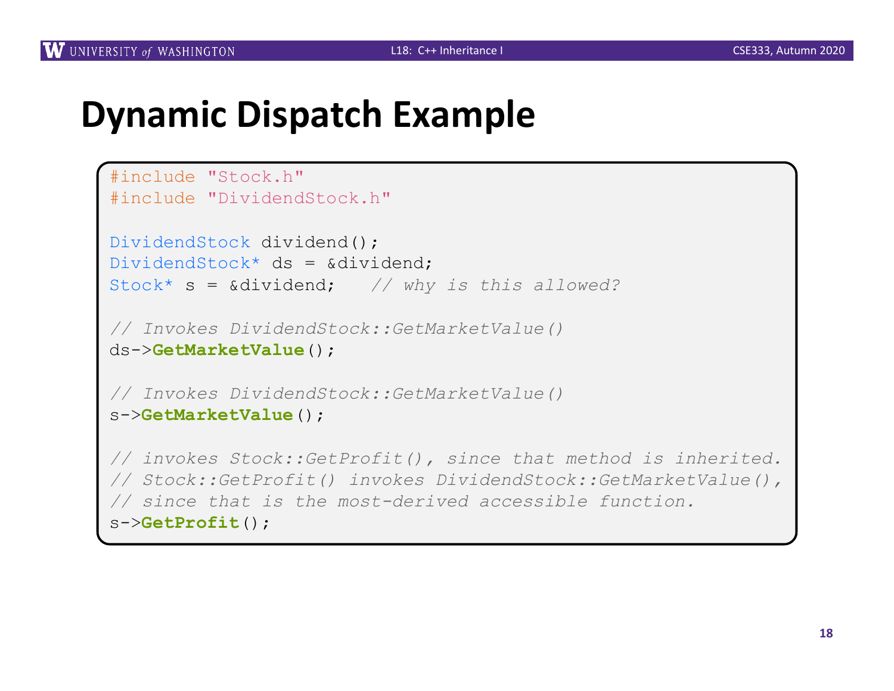# Dynamic Dispatch Example

```
#include "Stock.h"
#include "DividendStock.h"

DividendStock dividend();
DividendStock* ds = &dividend;
Stock* s = &dividend;   // why is this allowed?

// Invokes DividendStock::GetMarketValue()
ds->GetMarketValue();

// Invokes DividendStock::GetMarketValue()
s->GetMarketValue();

// invokes Stock::GetProfit(), since that method is inherited.
// Stock::GetProfit() invokes DividendStock::GetMarketValue(),
// since that is the most-derived accessible function.
s->GetProfit();
```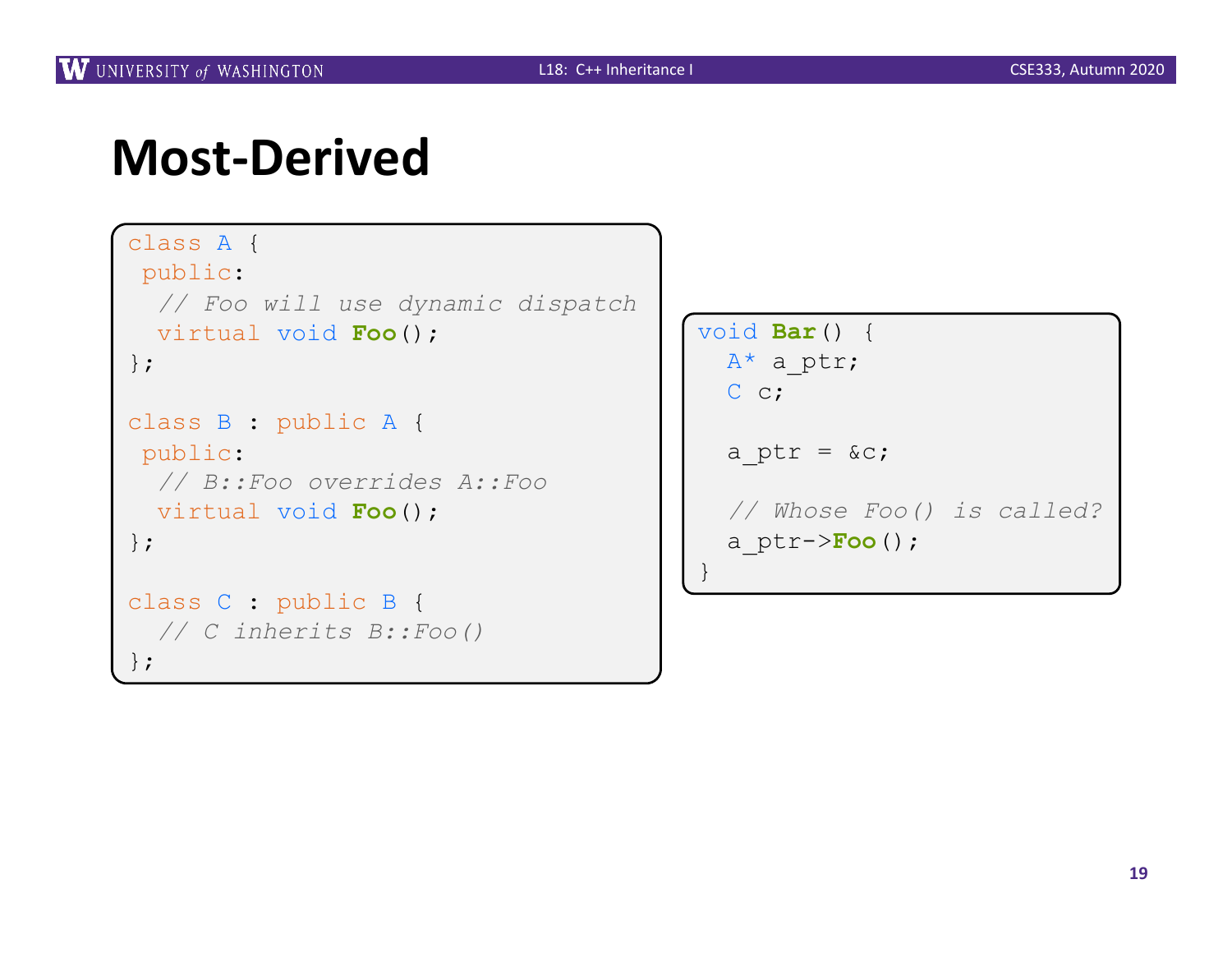# Most-Derived

```cpp
class A {
 public:
  // Foo will use dynamic dispatch
  virtual void Foo();
};

class B : public A {
 public:
  // B::Foo overrides A::Foo
  virtual void Foo();
};

class C : public B {
  // C inherits B::Foo()
};
```

```cpp
void Bar() {
  A* a_ptr;
  C c;

  a_ptr = &c;

  // Whose Foo() is called?
  a_ptr->Foo();
}
```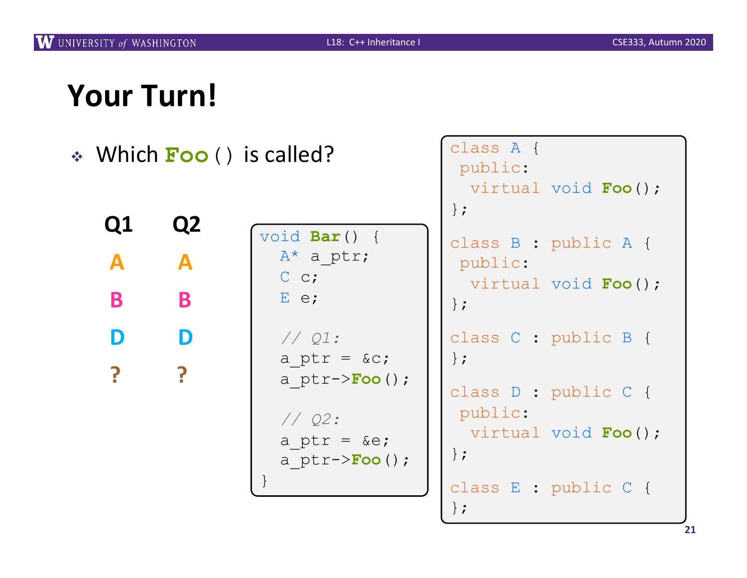# Your Turn!

- Which `Foo()` is called?

| Q1 | Q2 |
|---|---|
| A | A |
| B | B |
| D | D |
| ? | ? |

```
void Bar() {
  A* a_ptr;
  C c;
  E e;

  // Q1:
  a_ptr = &c;
  a_ptr->Foo();

  // Q2:
  a_ptr = &e;
  a_ptr->Foo();
}
```

```
class A {
 public:
  virtual void Foo();
};

class B : public A {
 public:
  virtual void Foo();
};

class C : public B {
};

class D : public C {
 public:
  virtual void Foo();
};

class E : public C {
};
```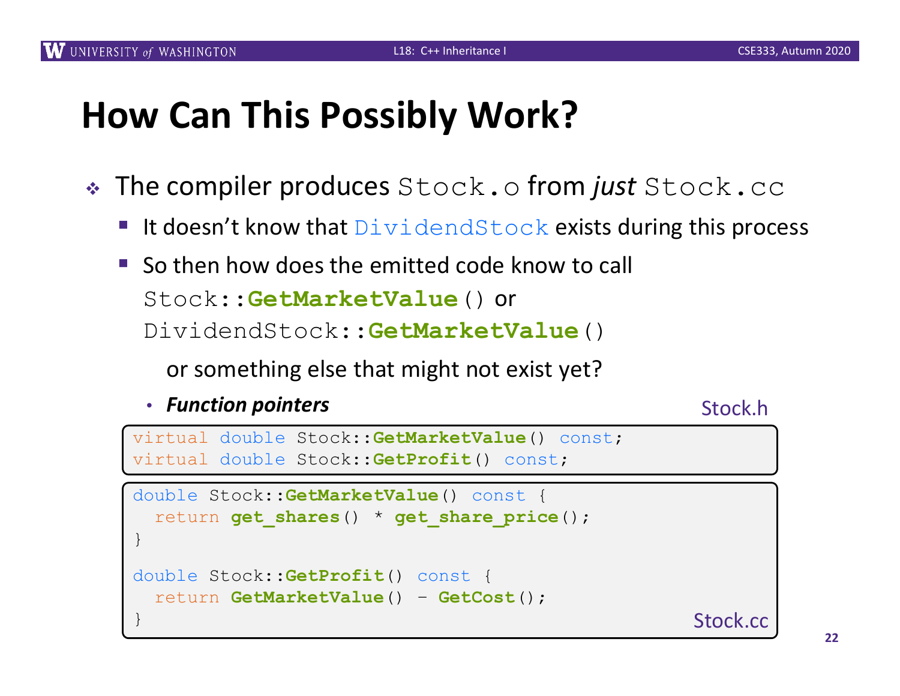# How Can This Possibly Work?

- The compiler produces `Stock.o` from *just* `Stock.cc`
  - It doesn't know that `DividendStock` exists during this process
  - So then how does the emitted code know to call `Stock::GetMarketValue()` or `DividendStock::GetMarketValue()` or something else that might not exist yet?
    - ***Function pointers***

Stock.h

```
virtual double Stock::GetMarketValue() const;
virtual double Stock::GetProfit() const;
```

Stock.cc

```
double Stock::GetMarketValue() const {
  return get_shares() * get_share_price();
}

double Stock::GetProfit() const {
  return GetMarketValue() - GetCost();
}
```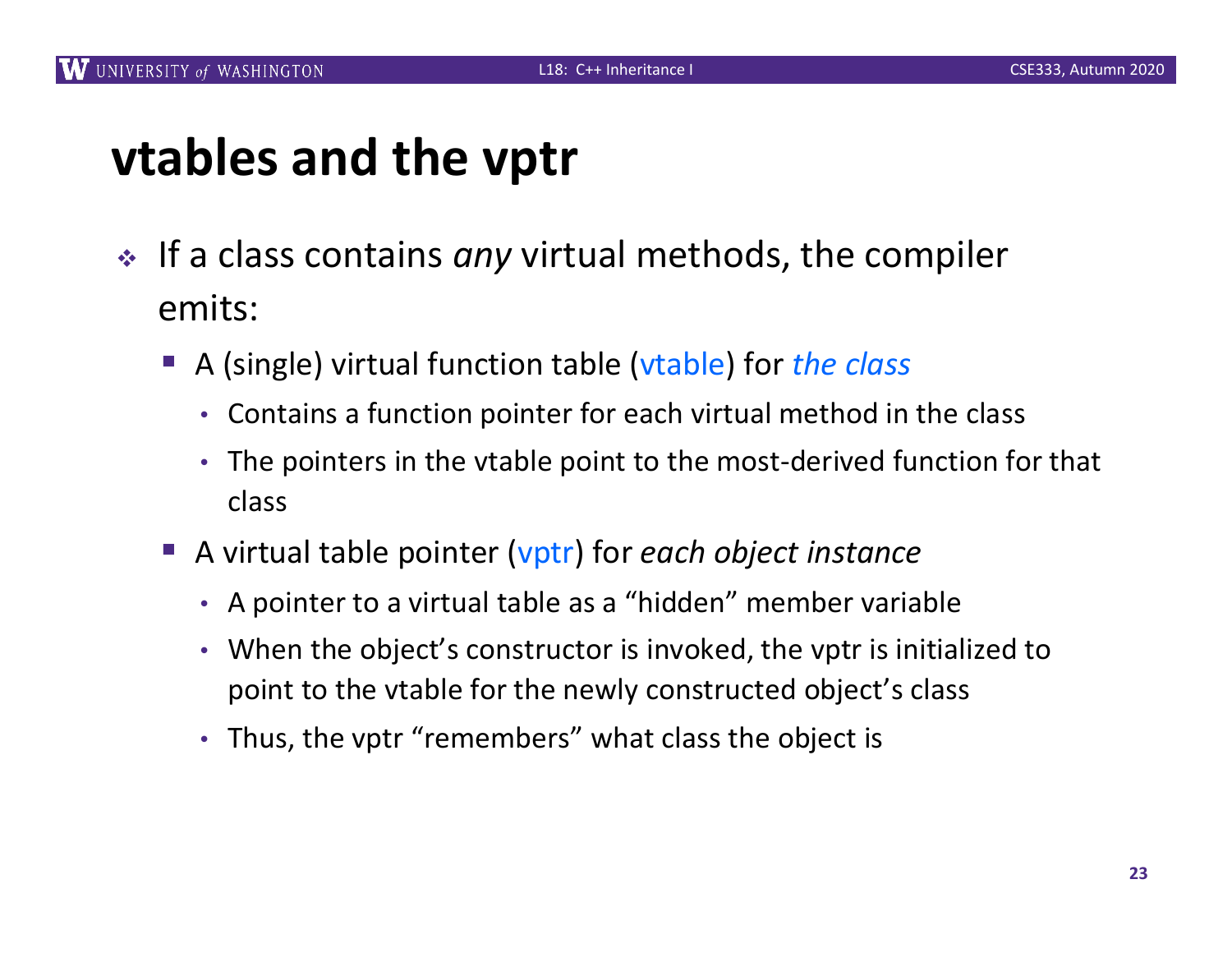# vtables and the vptr

- If a class contains *any* virtual methods, the compiler emits:
  - A (single) virtual function table (vtable) for ***the class***
    - Contains a function pointer for each virtual method in the class
    - The pointers in the vtable point to the most-derived function for that class
  - A virtual table pointer (vptr) for *each object instance*
    - A pointer to a virtual table as a "hidden" member variable
    - When the object's constructor is invoked, the vptr is initialized to point to the vtable for the newly constructed object's class
    - Thus, the vptr "remembers" what class the object is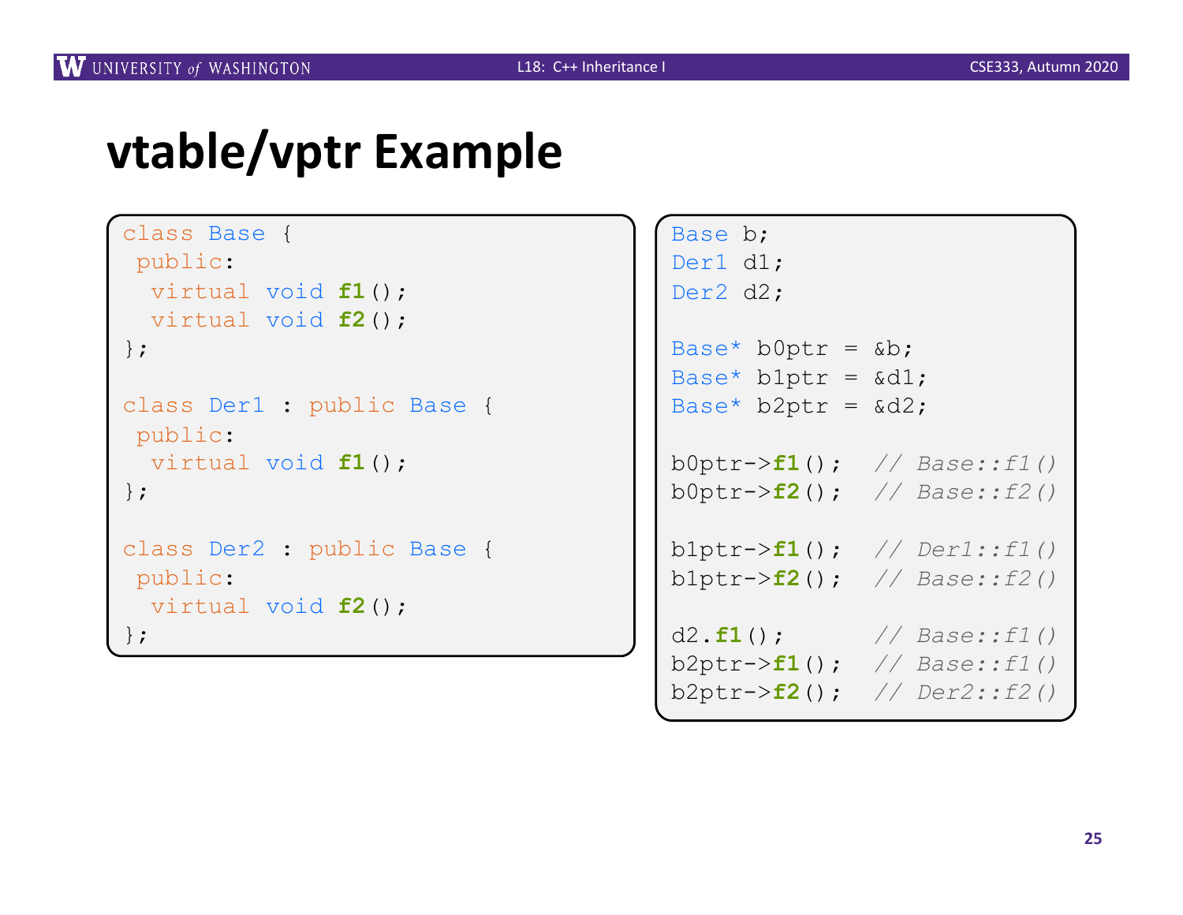# vtable/vptr Example

```cpp
class Base {
 public:
  virtual void f1();
  virtual void f2();
};

class Der1 : public Base {
 public:
  virtual void f1();
};

class Der2 : public Base {
 public:
  virtual void f2();
};
```

```cpp
Base b;
Der1 d1;
Der2 d2;

Base* b0ptr = &b;
Base* b1ptr = &d1;
Base* b2ptr = &d2;

b0ptr->f1();  // Base::f1()
b0ptr->f2();  // Base::f2()

b1ptr->f1();  // Der1::f1()
b1ptr->f2();  // Base::f2()

d2.f1();      // Base::f1()
b2ptr->f1();  // Base::f1()
b2ptr->f2();  // Der2::f2()
```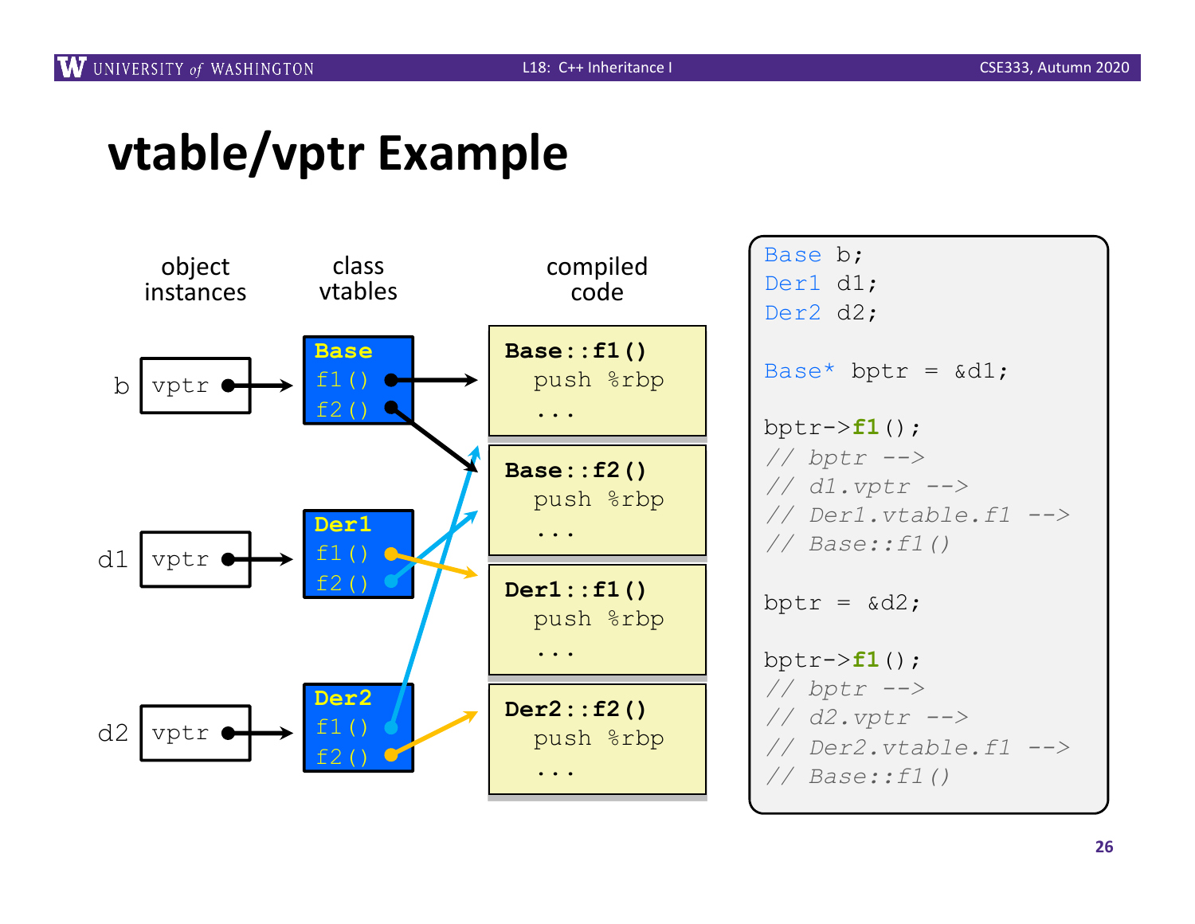# vtable/vptr Example

object instances | class vtables | compiled code

b: vptr → Base vtable: f1() → Base::f1(), f2() → Base::f2()

d1: vptr → Der1 vtable: f1() → Der1::f1(), f2() → Base::f2()

d2: vptr → Der2 vtable: f1() → Base::f1(), f2() → Der2::f2()

```
Base::f1()
  push %rbp
  ...
```

```
Base::f2()
  push %rbp
  ...
```

```
Der1::f1()
  push %rbp
  ...
```

```
Der2::f2()
  push %rbp
  ...
```

```
Base b;
Der1 d1;
Der2 d2;

Base* bptr = &d1;

bptr->f1();
// bptr -->
// d1.vptr -->
// Der1.vtable.f1 -->
// Base::f1()

bptr = &d2;

bptr->f1();
// bptr -->
// d2.vptr -->
// Der2.vtable.f1 -->
// Base::f1()
```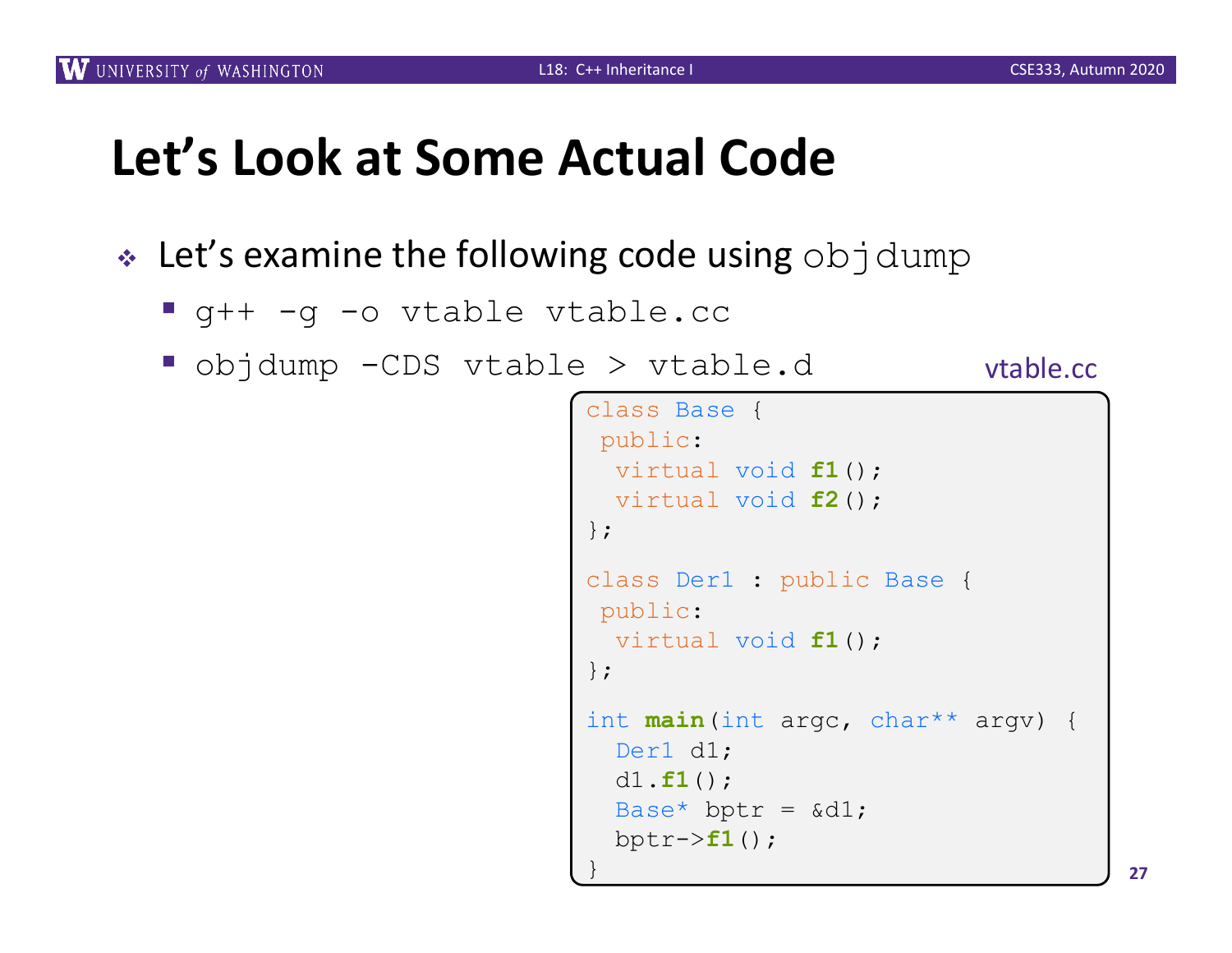# Let's Look at Some Actual Code

- Let's examine the following code using `objdump`
  - `g++ -g -o vtable vtable.cc`
  - `objdump -CDS vtable > vtable.d`

vtable.cc

```
class Base {
 public:
  virtual void f1();
  virtual void f2();
};

class Der1 : public Base {
 public:
  virtual void f1();
};

int main(int argc, char** argv) {
  Der1 d1;
  d1.f1();
  Base* bptr = &d1;
  bptr->f1();
}
```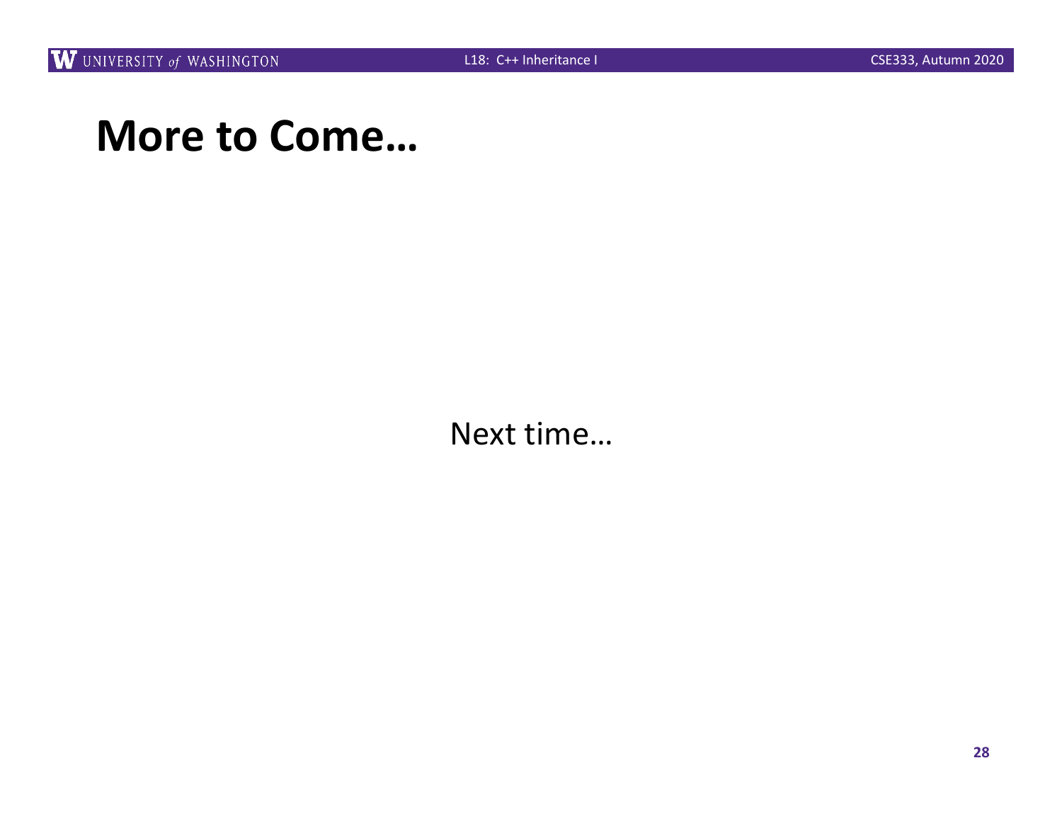# More to Come…

Next time…